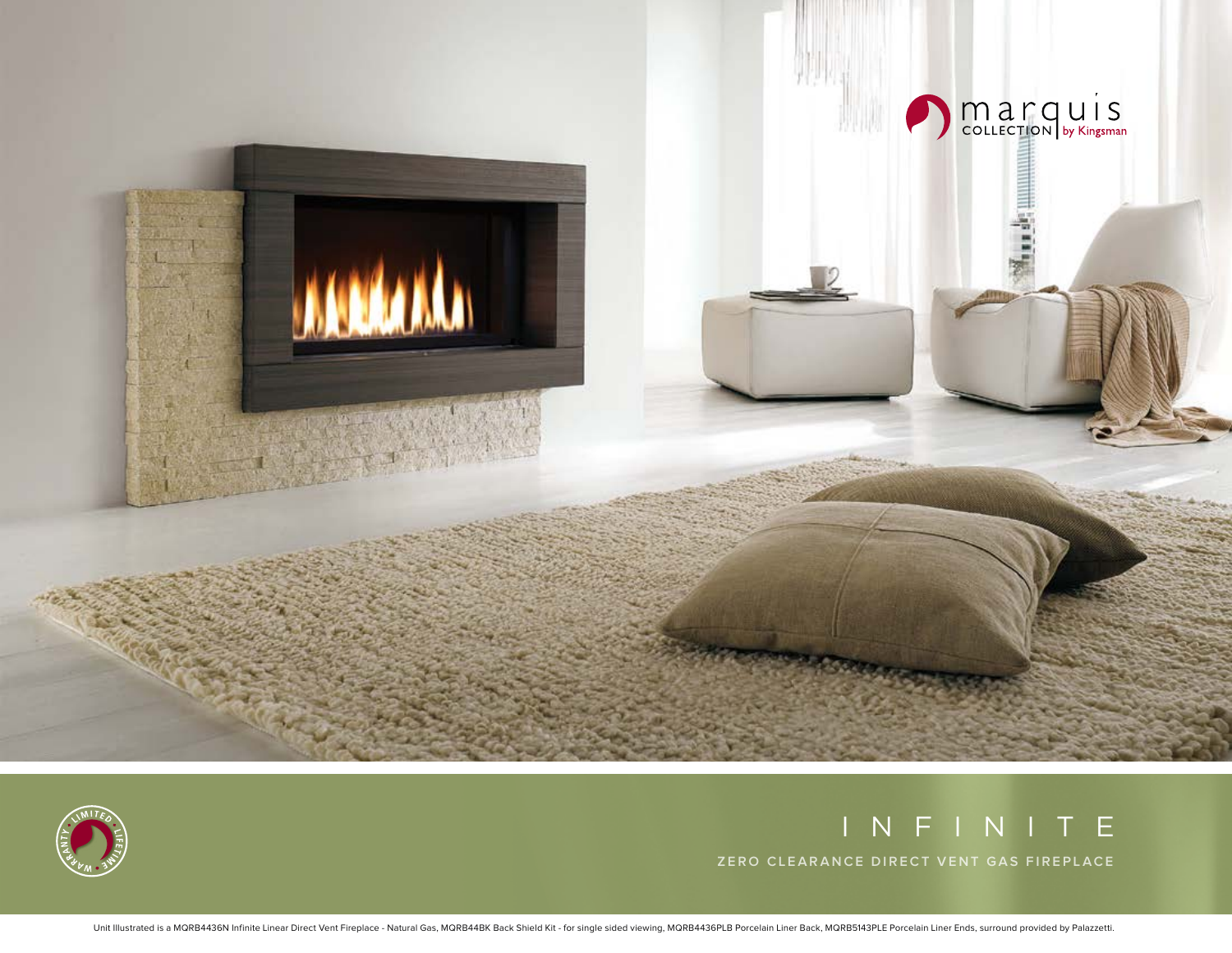marquis COLLECTION | by Kingsman

LIMITED LIFETIME WARRANTY

# INFINITE

## ZERO CLEARANCE DIRECT VENT GAS FIREPLACE

Unit Illustrated is a MQRB4436N Infinite Linear Direct Vent Fireplace - Natural Gas, MQRB44BK Back Shield Kit - for single sided viewing, MQRB4436PLB Porcelain Liner Back, MQRB5143PLE Porcelain Liner Ends, surround provided by Palazzetti.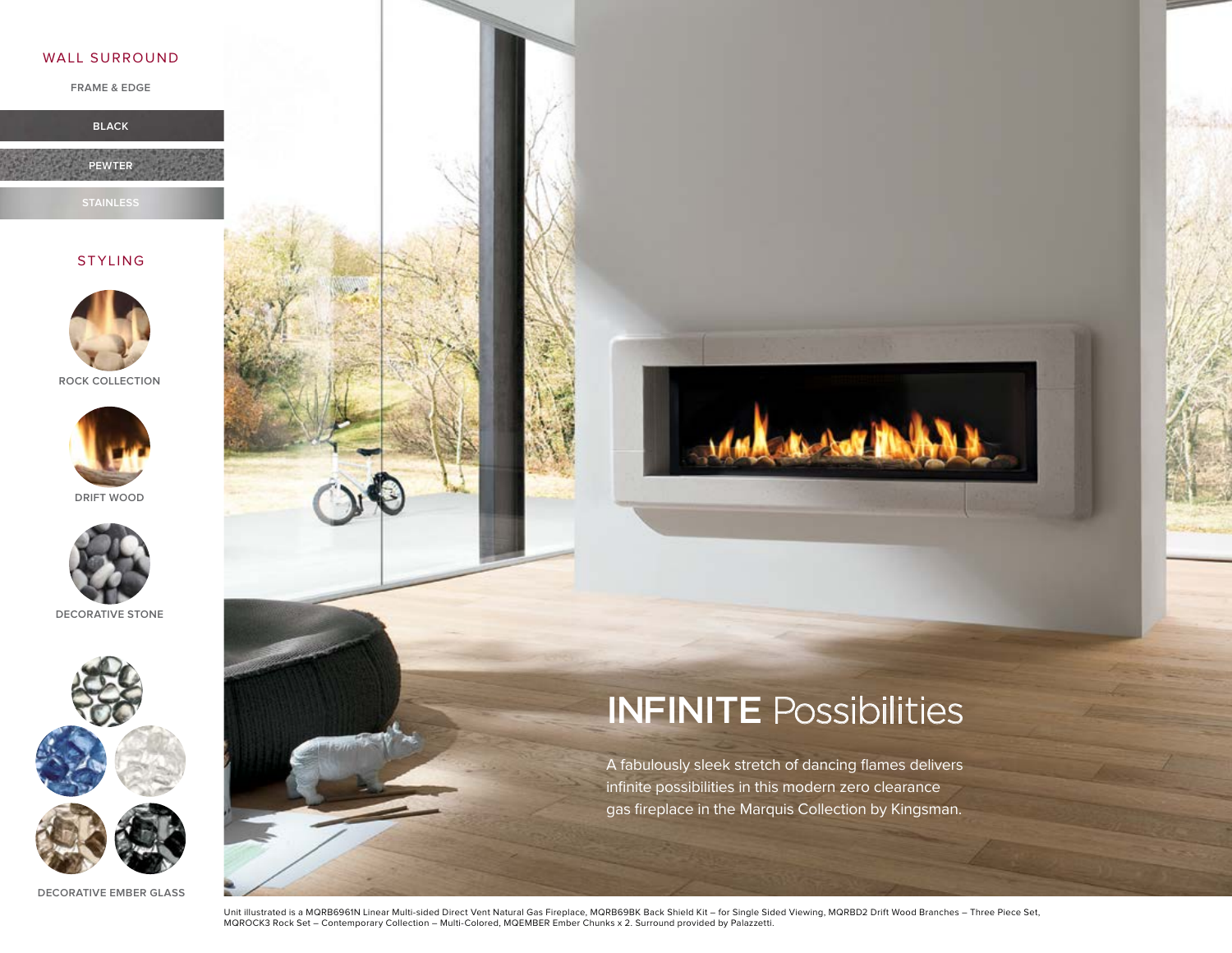## WALL SURROUND

FRAME & EDGE

BLACK

PEWTER

STAINLESS

## STYLING

ROCK COLLECTION

DRIFT WOOD

DECORATIVE STONE

DECORATIVE EMBER GLASS

# **INFINITE** Possibilities

A fabulously sleek stretch of dancing flames delivers infinite possibilities in this modern zero clearance gas fireplace in the Marquis Collection by Kingsman.

Unit illustrated is a MQRB6961N Linear Multi-sided Direct Vent Natural Gas Fireplace, MQRB69BK Back Shield Kit – for Single Sided Viewing, MQRBD2 Drift Wood Branches – Three Piece Set, MQROCK3 Rock Set – Contemporary Collection – Multi-Colored, MQEMBER Ember Chunks x 2. Surround provided by Palazzetti.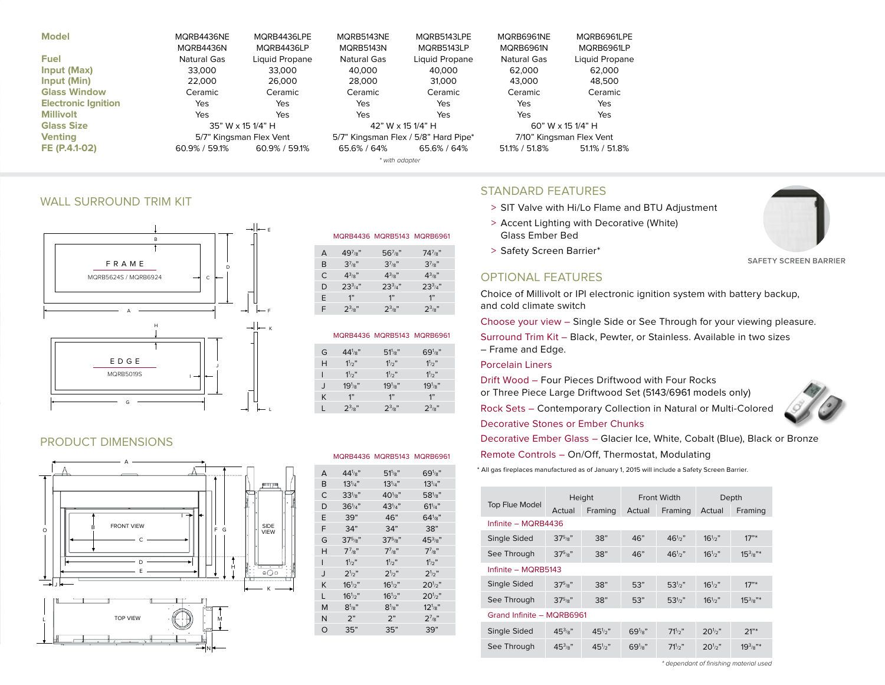| Model | MQRB4436NE<br>MQRB4436N | MQRB4436LPE<br>MQRB4436LP | MQRB5143NE<br>MQRB5143N | MQRB5143LPE<br>MQRB5143LP | MQRB6961NE<br>MQRB6961N | MQRB6961LPE<br>MQRB6961LP |
|---|---|---|---|---|---|---|
| Fuel | Natural Gas | Liquid Propane | Natural Gas | Liquid Propane | Natural Gas | Liquid Propane |
| Input (Max) | 33,000 | 33,000 | 40,000 | 40,000 | 62,000 | 62,000 |
| Input (Min) | 22,000 | 26,000 | 28,000 | 31,000 | 43,000 | 48,500 |
| Glass Window | Ceramic | Ceramic | Ceramic | Ceramic | Ceramic | Ceramic |
| Electronic Ignition | Yes | Yes | Yes | Yes | Yes | Yes |
| Millivolt | Yes | Yes | Yes | Yes | Yes | Yes |
| Glass Size | 35" W x 15 1/4" H | | 42" W x 15 1/4" H | | 60" W x 15 1/4" H | |
| Venting | 5/7" Kingsman Flex Vent | | 5/7" Kingsman Flex / 5/8" Hard Pipe* | | 7/10" Kingsman Flex Vent | |
| FE (P.4.1-02) | 60.9% / 59.1% | 60.9% / 59.1% | 65.6% / 64% | 65.6% / 64% | 51.1% / 51.8% | 51.1% / 51.8% |

*\* with adapter*

## WALL SURROUND TRIM KIT

FRAME
MQRB5624S / MQRB6924

EDGE
MQRB5019S

| | MQRB4436 | MQRB5143 | MQRB6961 |
|---|---|---|---|
| A | 49 7/8" | 56 7/8" | 74 7/8" |
| B | 3 7/8" | 3 7/8" | 3 7/8" |
| C | 4 3/8" | 4 3/8" | 4 3/8" |
| D | 23 3/4" | 23 3/4" | 23 3/4" |
| E | 1" | 1" | 1" |
| F | 2 3/8" | 2 3/8" | 2 3/8" |

| | MQRB4436 | MQRB5143 | MQRB6961 |
|---|---|---|---|
| G | 44 1/8" | 51 1/8" | 69 1/8" |
| H | 1 1/2" | 1 1/2" | 1 1/2" |
| I | 1 1/2" | 1 1/2" | 1 1/2" |
| J | 19 1/8" | 19 1/8" | 19 1/8" |
| K | 1" | 1" | 1" |
| L | 2 3/8" | 2 3/8" | 2 3/8" |

## PRODUCT DIMENSIONS

FRONT VIEW
SIDE VIEW
TOP VIEW

| | MQRB4436 | MQRB5143 | MQRB6961 |
|---|---|---|---|
| A | 44 1/8" | 51 1/8" | 69 1/8" |
| B | 13 1/4" | 13 1/4" | 13 1/4" |
| C | 33 1/8" | 40 1/8" | 58 1/8" |
| D | 36 1/4" | 43 1/4" | 61 1/4" |
| E | 39" | 46" | 64 1/8" |
| F | 34" | 34" | 38" |
| G | 37 5/8" | 37 5/8" | 45 3/8" |
| H | 7 7/8" | 7 7/8" | 7 7/8" |
| I | 1 1/2" | 1 1/2" | 1 1/2" |
| J | 2 1/2" | 2 1/2" | 2 1/2" |
| K | 16 1/2" | 16 1/2" | 20 1/2" |
| L | 16 1/2" | 16 1/2" | 20 1/2" |
| M | 8 1/8" | 8 1/8" | 12 1/8" |
| N | 2" | 2" | 2 7/8" |
| O | 35" | 35" | 39" |

## STANDARD FEATURES

- SIT Valve with Hi/Lo Flame and BTU Adjustment
- Accent Lighting with Decorative (White) Glass Ember Bed
- Safety Screen Barrier*

SAFETY SCREEN BARRIER

## OPTIONAL FEATURES

Choice of Millivolt or IPI electronic ignition system with battery backup, and cold climate switch

Choose your view – Single Side or See Through for your viewing pleasure.

Surround Trim Kit – Black, Pewter, or Stainless. Available in two sizes – Frame and Edge.

Porcelain Liners

Drift Wood – Four Pieces Driftwood with Four Rocks or Three Piece Large Driftwood Set (5143/6961 models only)

Rock Sets – Contemporary Collection in Natural or Multi-Colored

Decorative Stones or Ember Chunks

Decorative Ember Glass – Glacier Ice, White, Cobalt (Blue), Black or Bronze

Remote Controls – On/Off, Thermostat, Modulating

\* All gas fireplaces manufactured as of January 1, 2015 will include a Safety Screen Barrier.

| Top Flue Model | Height | | Front Width | | Depth | |
|---|---|---|---|---|---|---|
| | Actual | Framing | Actual | Framing | Actual | Framing |
| **Infinite – MQRB4436** | | | | | | |
| Single Sided | 37 5/8" | 38" | 46" | 46 1/2" | 16 1/2" | 17"* |
| See Through | 37 5/8" | 38" | 46" | 46 1/2" | 16 1/2" | 15 3/8"* |
| **Infinite – MQRB5143** | | | | | | |
| Single Sided | 37 5/8" | 38" | 53" | 53 1/2" | 16 1/2" | 17"* |
| See Through | 37 5/8" | 38" | 53" | 53 1/2" | 16 1/2" | 15 3/8"* |
| **Grand Infinite – MQRB6961** | | | | | | |
| Single Sided | 45 3/8" | 45 1/2" | 69 1/8" | 71 1/2" | 20 1/2" | 21"* |
| See Through | 45 3/8" | 45 1/2" | 69 1/8" | 71 1/2" | 20 1/2" | 19 3/8"* |

*\* dependant of finishing material used*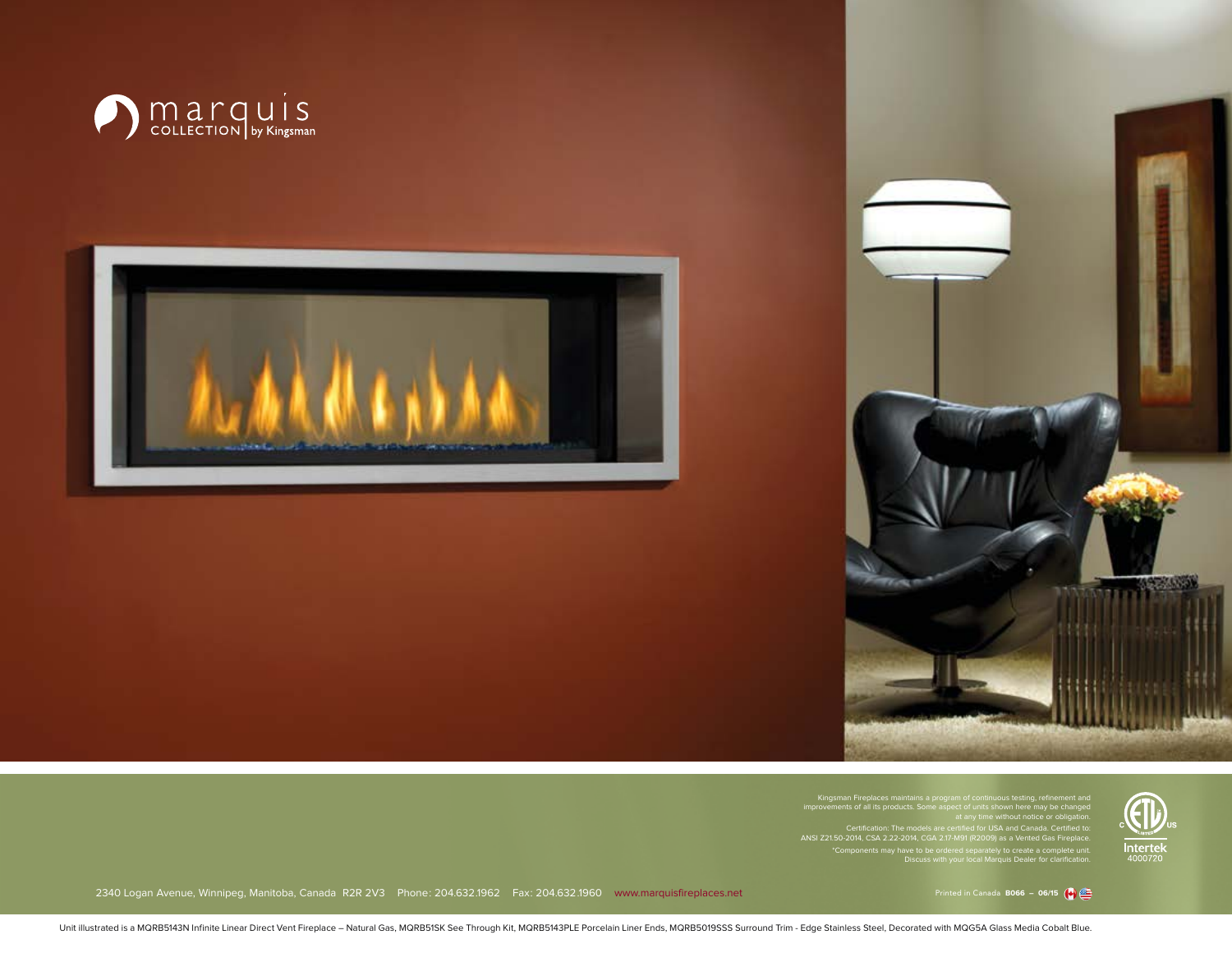marquis COLLECTION | by Kingsman

Kingsman Fireplaces maintains a program of continuous testing, refinement and improvements of all its products. Some aspect of units shown here may be changed at any time without notice or obligation.

Certification: The models are certified for USA and Canada. Certified to: ANSI Z21.50-2014, CSA 2.22-2014, CGA 2.17-M91 (R2009) as a Vented Gas Fireplace.

*Components may have to be ordered separately to create a complete unit. Discuss with your local Marquis Dealer for clarification.

Intertek 4000720

2340 Logan Avenue, Winnipeg, Manitoba, Canada R2R 2V3 Phone: 204.632.1962 Fax: 204.632.1960 www.marquisfireplaces.net

Printed in Canada **B066 – 06/15**

Unit illustrated is a MQRB5143N Infinite Linear Direct Vent Fireplace – Natural Gas, MQRB51SK See Through Kit, MQRB5143PLE Porcelain Liner Ends, MQRB5019SSS Surround Trim - Edge Stainless Steel, Decorated with MQG5A Glass Media Cobalt Blue.